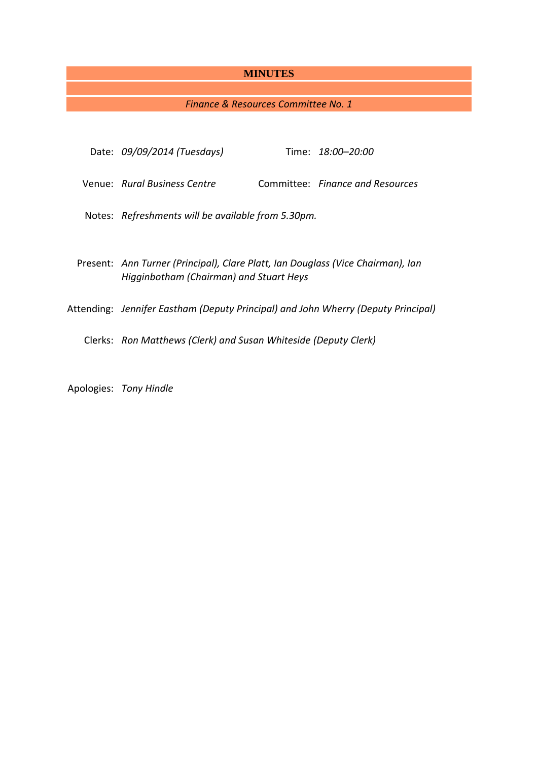# MINUTES

*Finance & Resources Committee No. 1*

Date: *09/09/2014 (Tuesdays)*

Time: *18:00–20:00*

Venue: *Rural Business Centre*

Committee: *Finance and Resources*

Notes: *Refreshments will be available from 5.30pm.*

Present: *Ann Turner (Principal), Clare Platt, Ian Douglass (Vice Chairman), Ian Higginbotham (Chairman) and Stuart Heys*

Attending: *Jennifer Eastham (Deputy Principal) and John Wherry (Deputy Principal)*

Clerks: *Ron Matthews (Clerk) and Susan Whiteside (Deputy Clerk)*

Apologies: *Tony Hindle*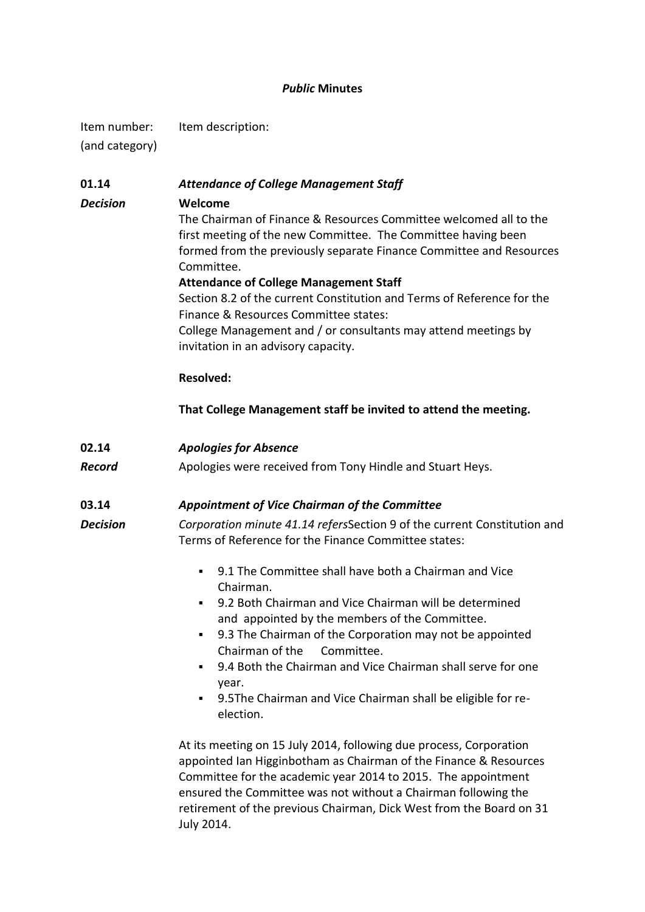***Public* Minutes**

Item number: (and category) | Item description:

**01.14** ***Attendance of College Management Staff***

***Decision***

**Welcome**

The Chairman of Finance & Resources Committee welcomed all to the first meeting of the new Committee. The Committee having been formed from the previously separate Finance Committee and Resources Committee.

**Attendance of College Management Staff**

Section 8.2 of the current Constitution and Terms of Reference for the Finance & Resources Committee states:

College Management and / or consultants may attend meetings by invitation in an advisory capacity.

**Resolved:**

**That College Management staff be invited to attend the meeting.**

**02.14** ***Apologies for Absence***

***Record***

Apologies were received from Tony Hindle and Stuart Heys.

**03.14** ***Appointment of Vice Chairman of the Committee***

***Decision***

*Corporation minute 41.14 refers*Section 9 of the current Constitution and Terms of Reference for the Finance Committee states:

- 9.1 The Committee shall have both a Chairman and Vice Chairman.
- 9.2 Both Chairman and Vice Chairman will be determined and appointed by the members of the Committee.
- 9.3 The Chairman of the Corporation may not be appointed Chairman of the Committee.
- 9.4 Both the Chairman and Vice Chairman shall serve for one year.
- 9.5The Chairman and Vice Chairman shall be eligible for re-election.

At its meeting on 15 July 2014, following due process, Corporation appointed Ian Higginbotham as Chairman of the Finance & Resources Committee for the academic year 2014 to 2015. The appointment ensured the Committee was not without a Chairman following the retirement of the previous Chairman, Dick West from the Board on 31 July 2014.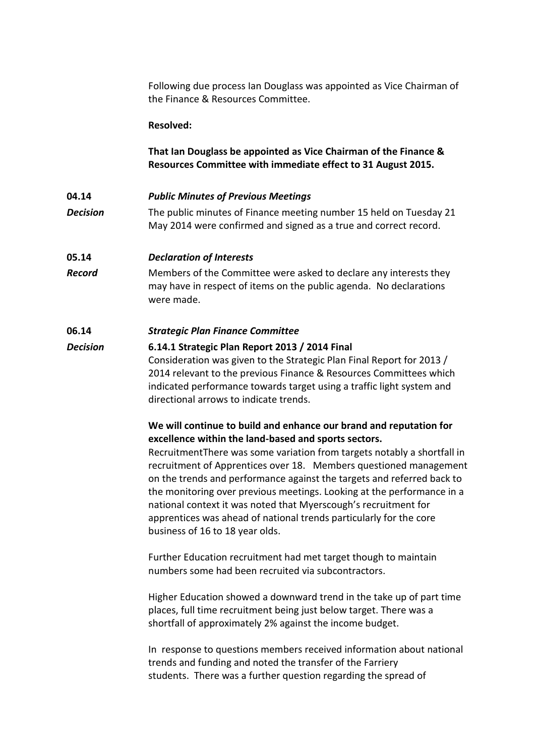Following due process Ian Douglass was appointed as Vice Chairman of the Finance & Resources Committee.

**Resolved:**

**That Ian Douglass be appointed as Vice Chairman of the Finance & Resources Committee with immediate effect to 31 August 2015.**

**04.14** ***Public Minutes of Previous Meetings***

***Decision*** The public minutes of Finance meeting number 15 held on Tuesday 21 May 2014 were confirmed and signed as a true and correct record.

**05.14** ***Declaration of Interests***

***Record*** Members of the Committee were asked to declare any interests they may have in respect of items on the public agenda. No declarations were made.

**06.14** ***Strategic Plan Finance Committee***

***Decision*** **6.14.1 Strategic Plan Report 2013 / 2014 Final**

Consideration was given to the Strategic Plan Final Report for 2013 / 2014 relevant to the previous Finance & Resources Committees which indicated performance towards target using a traffic light system and directional arrows to indicate trends.

**We will continue to build and enhance our brand and reputation for excellence within the land-based and sports sectors.**

RecruitmentThere was some variation from targets notably a shortfall in recruitment of Apprentices over 18. Members questioned management on the trends and performance against the targets and referred back to the monitoring over previous meetings. Looking at the performance in a national context it was noted that Myerscough's recruitment for apprentices was ahead of national trends particularly for the core business of 16 to 18 year olds.

Further Education recruitment had met target though to maintain numbers some had been recruited via subcontractors.

Higher Education showed a downward trend in the take up of part time places, full time recruitment being just below target. There was a shortfall of approximately 2% against the income budget.

In response to questions members received information about national trends and funding and noted the transfer of the Farriery students. There was a further question regarding the spread of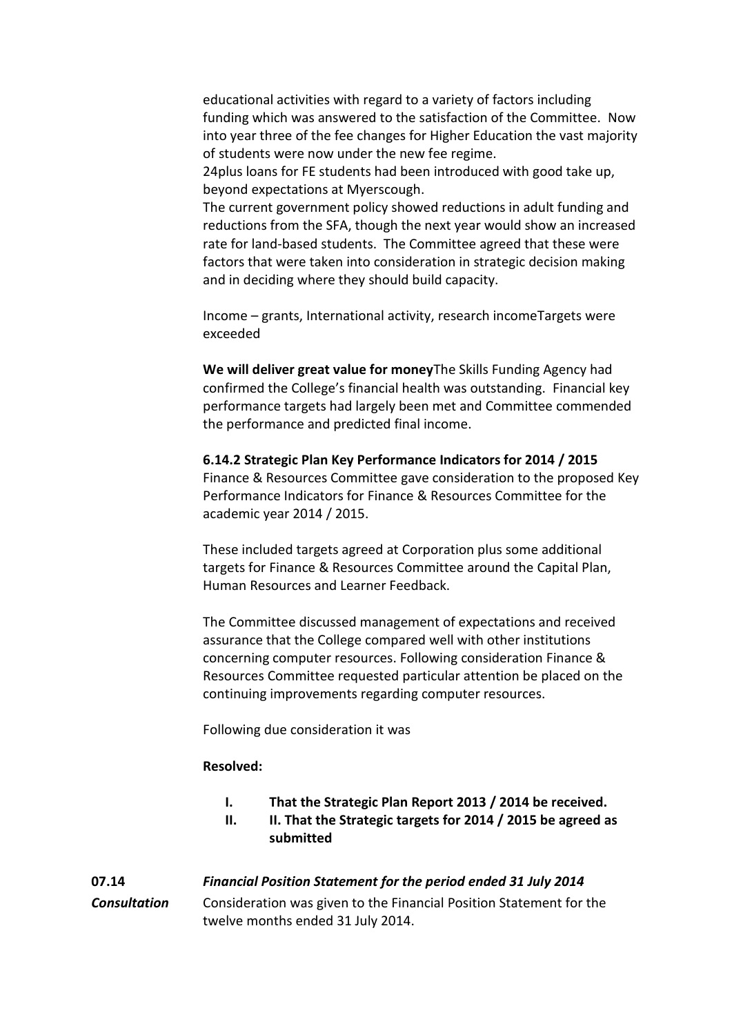educational activities with regard to a variety of factors including funding which was answered to the satisfaction of the Committee. Now into year three of the fee changes for Higher Education the vast majority of students were now under the new fee regime.

24plus loans for FE students had been introduced with good take up, beyond expectations at Myerscough.

The current government policy showed reductions in adult funding and reductions from the SFA, though the next year would show an increased rate for land-based students. The Committee agreed that these were factors that were taken into consideration in strategic decision making and in deciding where they should build capacity.

Income – grants, International activity, research incomeTargets were exceeded

**We will deliver great value for money**The Skills Funding Agency had confirmed the College's financial health was outstanding. Financial key performance targets had largely been met and Committee commended the performance and predicted final income.

**6.14.2 Strategic Plan Key Performance Indicators for 2014 / 2015**

Finance & Resources Committee gave consideration to the proposed Key Performance Indicators for Finance & Resources Committee for the academic year 2014 / 2015.

These included targets agreed at Corporation plus some additional targets for Finance & Resources Committee around the Capital Plan, Human Resources and Learner Feedback.

The Committee discussed management of expectations and received assurance that the College compared well with other institutions concerning computer resources. Following consideration Finance & Resources Committee requested particular attention be placed on the continuing improvements regarding computer resources.

Following due consideration it was

**Resolved:**

- **I. That the Strategic Plan Report 2013 / 2014 be received.**
- **II. II. That the Strategic targets for 2014 / 2015 be agreed as submitted**

**07.14** ***Financial Position Statement for the period ended 31 July 2014***

***Consultation*** Consideration was given to the Financial Position Statement for the twelve months ended 31 July 2014.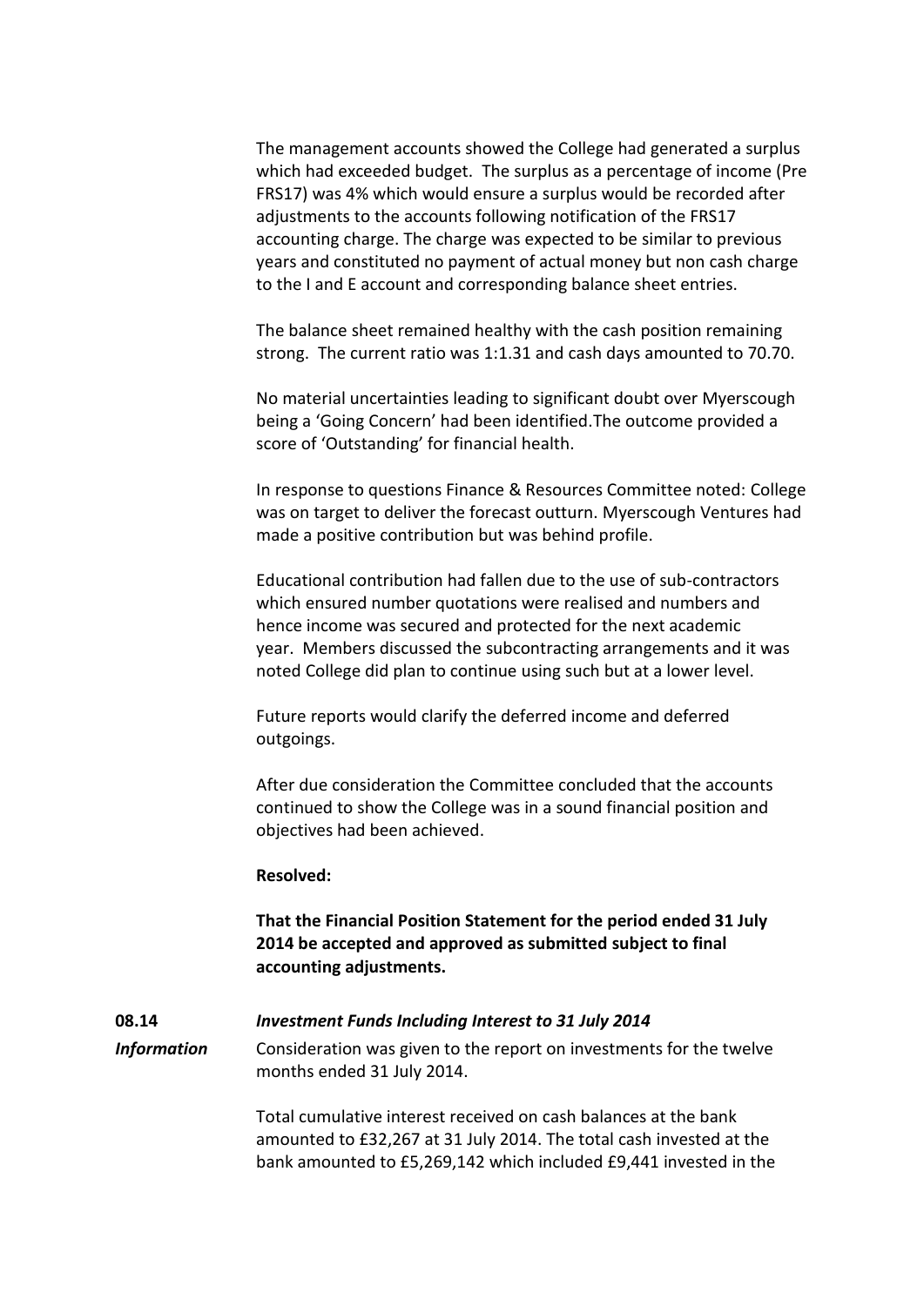The management accounts showed the College had generated a surplus which had exceeded budget. The surplus as a percentage of income (Pre FRS17) was 4% which would ensure a surplus would be recorded after adjustments to the accounts following notification of the FRS17 accounting charge. The charge was expected to be similar to previous years and constituted no payment of actual money but non cash charge to the I and E account and corresponding balance sheet entries.

The balance sheet remained healthy with the cash position remaining strong. The current ratio was 1:1.31 and cash days amounted to 70.70.

No material uncertainties leading to significant doubt over Myerscough being a 'Going Concern' had been identified.The outcome provided a score of 'Outstanding' for financial health.

In response to questions Finance & Resources Committee noted: College was on target to deliver the forecast outturn. Myerscough Ventures had made a positive contribution but was behind profile.

Educational contribution had fallen due to the use of sub-contractors which ensured number quotations were realised and numbers and hence income was secured and protected for the next academic year. Members discussed the subcontracting arrangements and it was noted College did plan to continue using such but at a lower level.

Future reports would clarify the deferred income and deferred outgoings.

After due consideration the Committee concluded that the accounts continued to show the College was in a sound financial position and objectives had been achieved.

**Resolved:**

**That the Financial Position Statement for the period ended 31 July 2014 be accepted and approved as submitted subject to final accounting adjustments.**

**08.14** ***Investment Funds Including Interest to 31 July 2014***

***Information***

Consideration was given to the report on investments for the twelve months ended 31 July 2014.

Total cumulative interest received on cash balances at the bank amounted to £32,267 at 31 July 2014. The total cash invested at the bank amounted to £5,269,142 which included £9,441 invested in the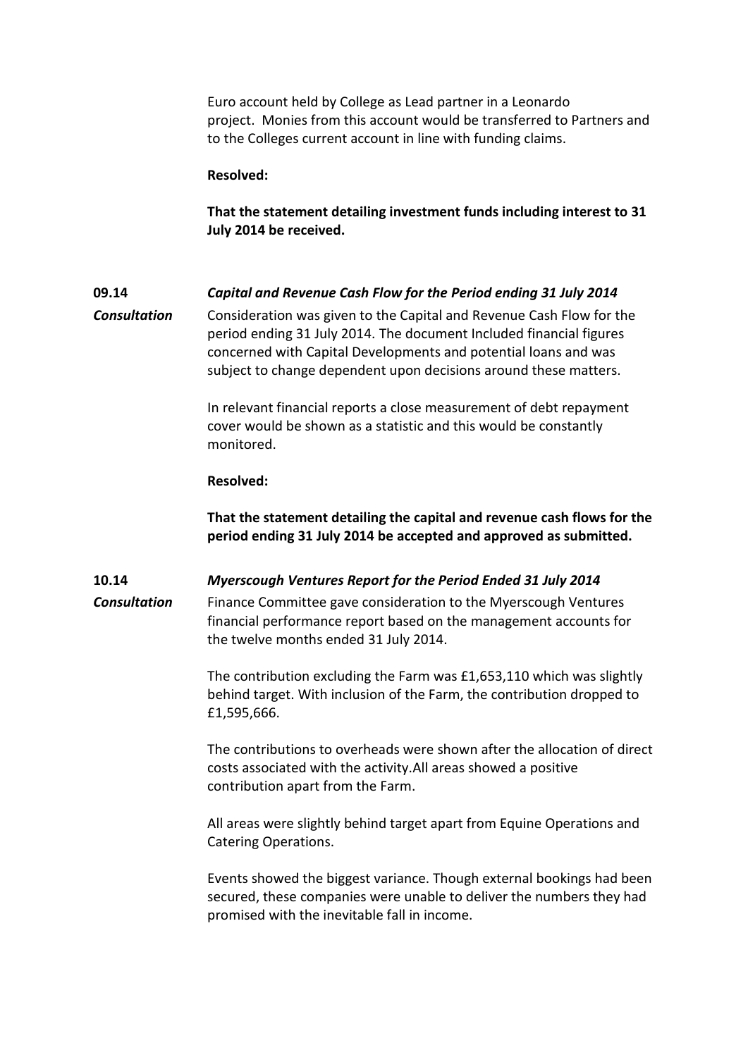Euro account held by College as Lead partner in a Leonardo project. Monies from this account would be transferred to Partners and to the Colleges current account in line with funding claims.

**Resolved:**

**That the statement detailing investment funds including interest to 31 July 2014 be received.**

**09.14** ***Capital and Revenue Cash Flow for the Period ending 31 July 2014***

***Consultation*** Consideration was given to the Capital and Revenue Cash Flow for the period ending 31 July 2014. The document Included financial figures concerned with Capital Developments and potential loans and was subject to change dependent upon decisions around these matters.

In relevant financial reports a close measurement of debt repayment cover would be shown as a statistic and this would be constantly monitored.

**Resolved:**

**That the statement detailing the capital and revenue cash flows for the period ending 31 July 2014 be accepted and approved as submitted.**

**10.14** ***Myerscough Ventures Report for the Period Ended 31 July 2014***

***Consultation*** Finance Committee gave consideration to the Myerscough Ventures financial performance report based on the management accounts for the twelve months ended 31 July 2014.

The contribution excluding the Farm was £1,653,110 which was slightly behind target. With inclusion of the Farm, the contribution dropped to £1,595,666.

The contributions to overheads were shown after the allocation of direct costs associated with the activity.All areas showed a positive contribution apart from the Farm.

All areas were slightly behind target apart from Equine Operations and Catering Operations.

Events showed the biggest variance. Though external bookings had been secured, these companies were unable to deliver the numbers they had promised with the inevitable fall in income.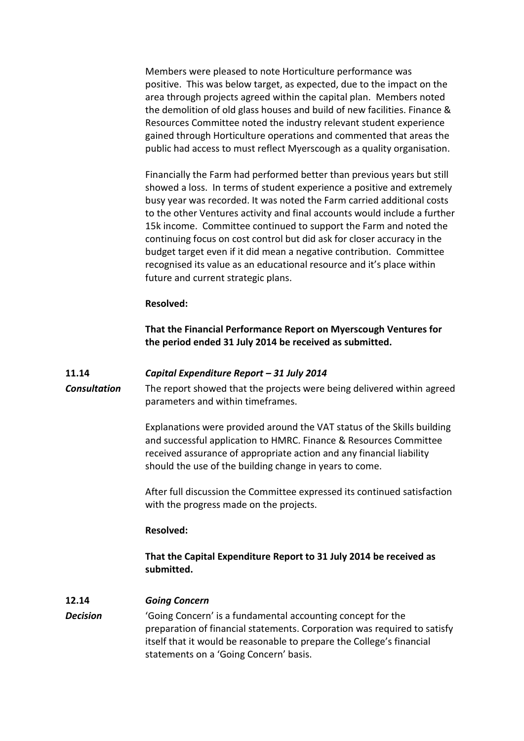Members were pleased to note Horticulture performance was positive. This was below target, as expected, due to the impact on the area through projects agreed within the capital plan. Members noted the demolition of old glass houses and build of new facilities. Finance & Resources Committee noted the industry relevant student experience gained through Horticulture operations and commented that areas the public had access to must reflect Myerscough as a quality organisation.

Financially the Farm had performed better than previous years but still showed a loss. In terms of student experience a positive and extremely busy year was recorded. It was noted the Farm carried additional costs to the other Ventures activity and final accounts would include a further 15k income. Committee continued to support the Farm and noted the continuing focus on cost control but did ask for closer accuracy in the budget target even if it did mean a negative contribution. Committee recognised its value as an educational resource and it's place within future and current strategic plans.

**Resolved:**

**That the Financial Performance Report on Myerscough Ventures for the period ended 31 July 2014 be received as submitted.**

**11.14** ***Capital Expenditure Report – 31 July 2014***

***Consultation*** The report showed that the projects were being delivered within agreed parameters and within timeframes.

Explanations were provided around the VAT status of the Skills building and successful application to HMRC. Finance & Resources Committee received assurance of appropriate action and any financial liability should the use of the building change in years to come.

After full discussion the Committee expressed its continued satisfaction with the progress made on the projects.

**Resolved:**

**That the Capital Expenditure Report to 31 July 2014 be received as submitted.**

**12.14** ***Going Concern***

***Decision*** 'Going Concern' is a fundamental accounting concept for the preparation of financial statements. Corporation was required to satisfy itself that it would be reasonable to prepare the College's financial statements on a 'Going Concern' basis.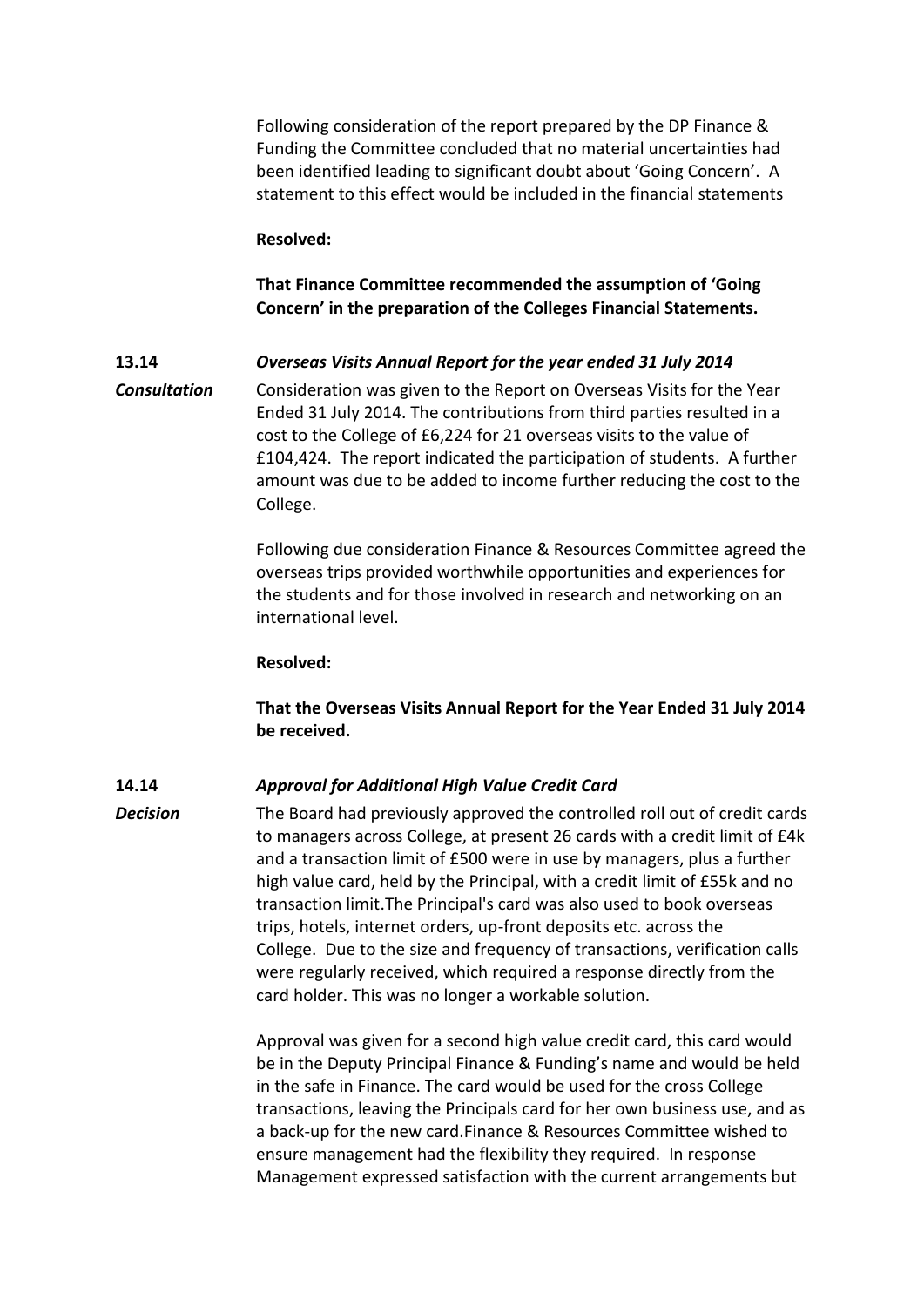Following consideration of the report prepared by the DP Finance & Funding the Committee concluded that no material uncertainties had been identified leading to significant doubt about 'Going Concern'. A statement to this effect would be included in the financial statements

**Resolved:**

**That Finance Committee recommended the assumption of 'Going Concern' in the preparation of the Colleges Financial Statements.**

**13.14** ***Overseas Visits Annual Report for the year ended 31 July 2014***

***Consultation***

Consideration was given to the Report on Overseas Visits for the Year Ended 31 July 2014. The contributions from third parties resulted in a cost to the College of £6,224 for 21 overseas visits to the value of £104,424. The report indicated the participation of students. A further amount was due to be added to income further reducing the cost to the College.

Following due consideration Finance & Resources Committee agreed the overseas trips provided worthwhile opportunities and experiences for the students and for those involved in research and networking on an international level.

**Resolved:**

**That the Overseas Visits Annual Report for the Year Ended 31 July 2014 be received.**

**14.14** ***Approval for Additional High Value Credit Card***

***Decision***

The Board had previously approved the controlled roll out of credit cards to managers across College, at present 26 cards with a credit limit of £4k and a transaction limit of £500 were in use by managers, plus a further high value card, held by the Principal, with a credit limit of £55k and no transaction limit.The Principal's card was also used to book overseas trips, hotels, internet orders, up-front deposits etc. across the College. Due to the size and frequency of transactions, verification calls were regularly received, which required a response directly from the card holder. This was no longer a workable solution.

Approval was given for a second high value credit card, this card would be in the Deputy Principal Finance & Funding's name and would be held in the safe in Finance. The card would be used for the cross College transactions, leaving the Principals card for her own business use, and as a back-up for the new card.Finance & Resources Committee wished to ensure management had the flexibility they required. In response Management expressed satisfaction with the current arrangements but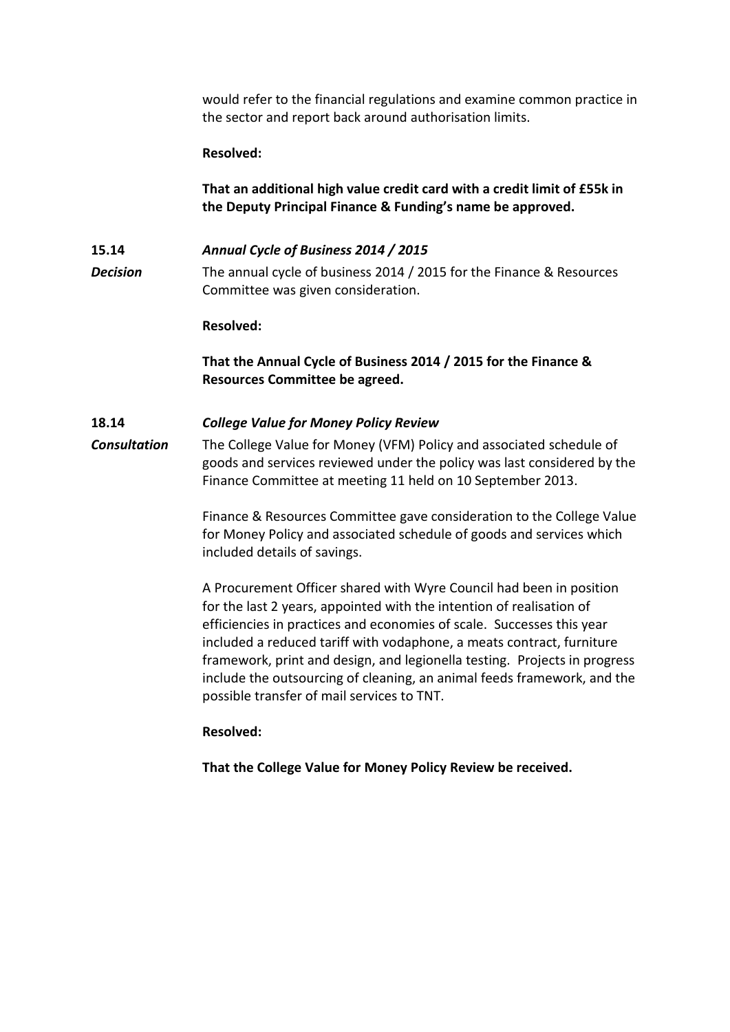would refer to the financial regulations and examine common practice in the sector and report back around authorisation limits.

**Resolved:**

**That an additional high value credit card with a credit limit of £55k in the Deputy Principal Finance & Funding's name be approved.**

**15.14** ***Annual Cycle of Business 2014 / 2015***

***Decision***

The annual cycle of business 2014 / 2015 for the Finance & Resources Committee was given consideration.

**Resolved:**

**That the Annual Cycle of Business 2014 / 2015 for the Finance & Resources Committee be agreed.**

**18.14** ***College Value for Money Policy Review***

***Consultation***

The College Value for Money (VFM) Policy and associated schedule of goods and services reviewed under the policy was last considered by the Finance Committee at meeting 11 held on 10 September 2013.

Finance & Resources Committee gave consideration to the College Value for Money Policy and associated schedule of goods and services which included details of savings.

A Procurement Officer shared with Wyre Council had been in position for the last 2 years, appointed with the intention of realisation of efficiencies in practices and economies of scale. Successes this year included a reduced tariff with vodaphone, a meats contract, furniture framework, print and design, and legionella testing. Projects in progress include the outsourcing of cleaning, an animal feeds framework, and the possible transfer of mail services to TNT.

**Resolved:**

**That the College Value for Money Policy Review be received.**